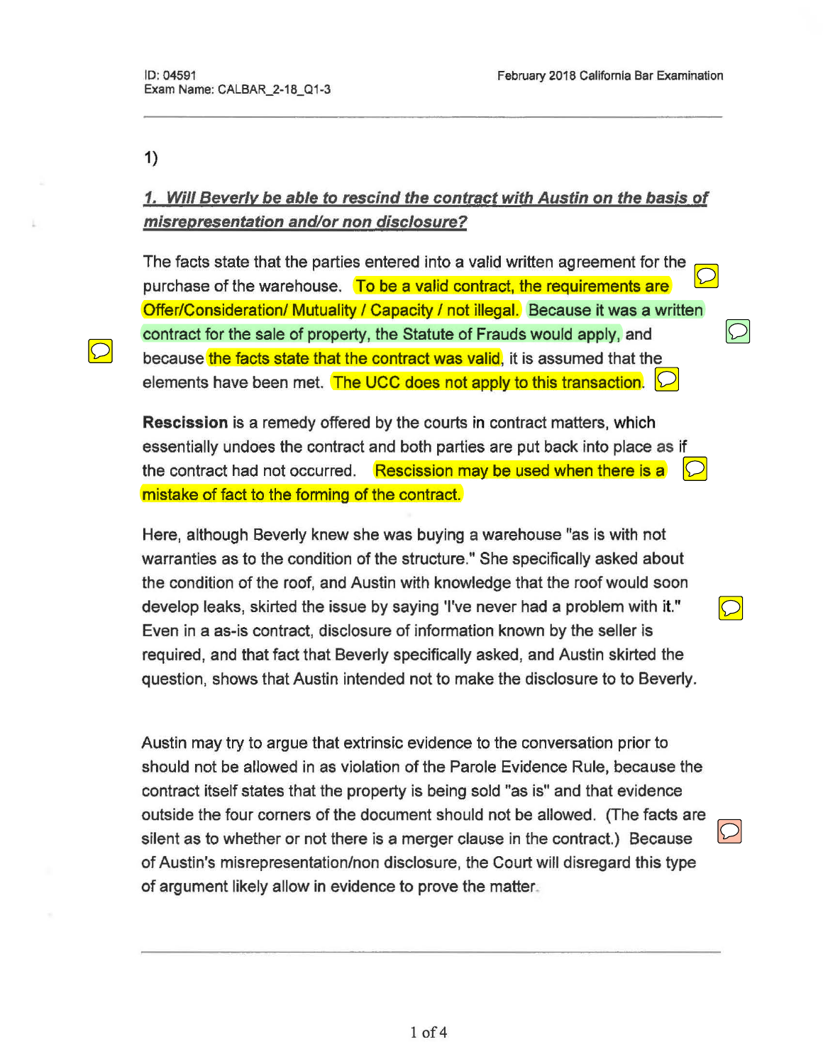1)

***1. Will Beverly be able to rescind the contract with Austin on the basis of misrepresentation and/or non disclosure?***

The facts state that the parties entered into a valid written agreement for the purchase of the warehouse. To be a valid contract, the requirements are Offer/Consideration/ Mutuality / Capacity / not illegal. Because it was a written contract for the sale of property, the Statute of Frauds would apply, and because the facts state that the contract was valid, it is assumed that the elements have been met. The UCC does not apply to this transaction.

**Rescission** is a remedy offered by the courts in contract matters, which essentially undoes the contract and both parties are put back into place as if the contract had not occurred. Rescission may be used when there is a mistake of fact to the forming of the contract.

Here, although Beverly knew she was buying a warehouse "as is with not warranties as to the condition of the structure." She specifically asked about the condition of the roof, and Austin with knowledge that the roof would soon develop leaks, skirted the issue by saying 'I've never had a problem with it." Even in a as-is contract, disclosure of information known by the seller is required, and that fact that Beverly specifically asked, and Austin skirted the question, shows that Austin intended not to make the disclosure to to Beverly.

Austin may try to argue that extrinsic evidence to the conversation prior to should not be allowed in as violation of the Parole Evidence Rule, because the contract itself states that the property is being sold "as is" and that evidence outside the four corners of the document should not be allowed. (The facts are silent as to whether or not there is a merger clause in the contract.) Because of Austin's misrepresentation/non disclosure, the Court will disregard this type of argument likely allow in evidence to prove the matter.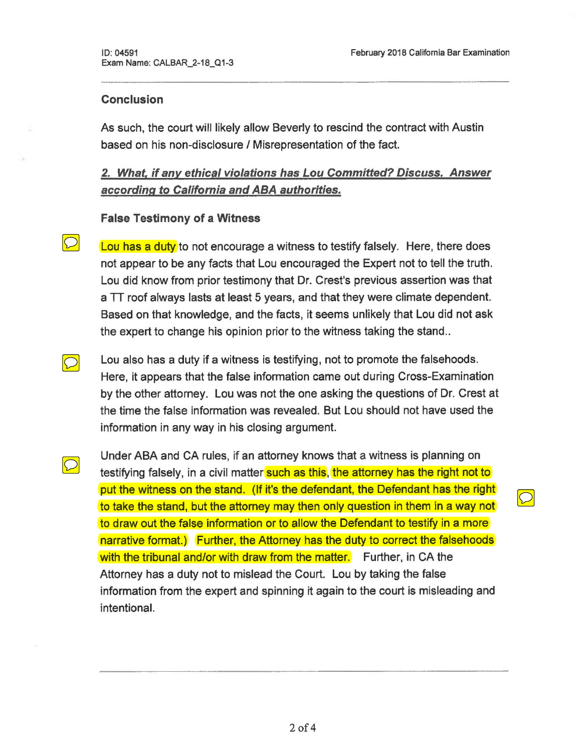### Conclusion

As such, the court will likely allow Beverly to rescind the contract with Austin based on his non-disclosure / Misrepresentation of the fact.

***2. What, if any ethical violations has Lou Committed? Discuss. Answer according to California and ABA authorities.***

### False Testimony of a Witness

Lou has a duty to not encourage a witness to testify falsely. Here, there does not appear to be any facts that Lou encouraged the Expert not to tell the truth. Lou did know from prior testimony that Dr. Crest's previous assertion was that a TT roof always lasts at least 5 years, and that they were climate dependent. Based on that knowledge, and the facts, it seems unlikely that Lou did not ask the expert to change his opinion prior to the witness taking the stand..

Lou also has a duty if a witness is testifying, not to promote the falsehoods. Here, it appears that the false information came out during Cross-Examination by the other attorney. Lou was not the one asking the questions of Dr. Crest at the time the false information was revealed. But Lou should not have used the information in any way in his closing argument.

Under ABA and CA rules, if an attorney knows that a witness is planning on testifying falsely, in a civil matter such as this, the attorney has the right not to put the witness on the stand. (If it's the defendant, the Defendant has the right to take the stand, but the attorney may then only question in them in a way not to draw out the false information or to allow the Defendant to testify in a more narrative format.) Further, the Attorney has the duty to correct the falsehoods with the tribunal and/or with draw from the matter. Further, in CA the Attorney has a duty not to mislead the Court. Lou by taking the false information from the expert and spinning it again to the court is misleading and intentional.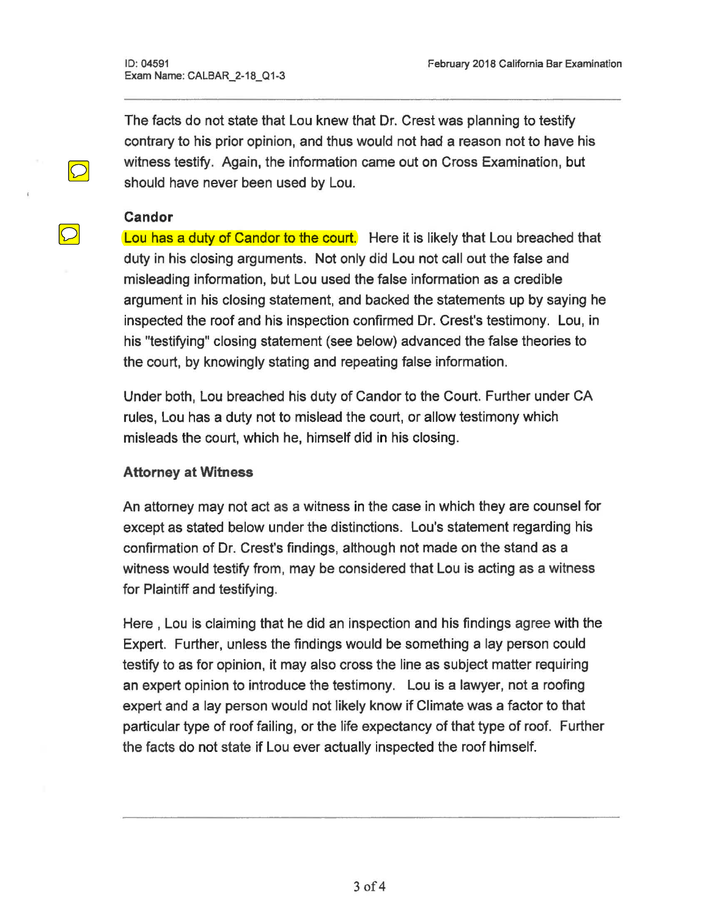The facts do not state that Lou knew that Dr. Crest was planning to testify contrary to his prior opinion, and thus would not had a reason not to have his witness testify. Again, the information came out on Cross Examination, but should have never been used by Lou.

### Candor

Lou has a duty of Candor to the court. Here it is likely that Lou breached that duty in his closing arguments. Not only did Lou not call out the false and misleading information, but Lou used the false information as a credible argument in his closing statement, and backed the statements up by saying he inspected the roof and his inspection confirmed Dr. Crest's testimony. Lou, in his "testifying" closing statement (see below) advanced the false theories to the court, by knowingly stating and repeating false information.

Under both, Lou breached his duty of Candor to the Court. Further under CA rules, Lou has a duty not to mislead the court, or allow testimony which misleads the court, which he, himself did in his closing.

### Attorney at Witness

An attorney may not act as a witness in the case in which they are counsel for except as stated below under the distinctions. Lou's statement regarding his confirmation of Dr. Crest's findings, although not made on the stand as a witness would testify from, may be considered that Lou is acting as a witness for Plaintiff and testifying.

Here , Lou is claiming that he did an inspection and his findings agree with the Expert. Further, unless the findings would be something a lay person could testify to as for opinion, it may also cross the line as subject matter requiring an expert opinion to introduce the testimony. Lou is a lawyer, not a roofing expert and a lay person would not likely know if Climate was a factor to that particular type of roof failing, or the life expectancy of that type of roof. Further the facts do not state if Lou ever actually inspected the roof himself.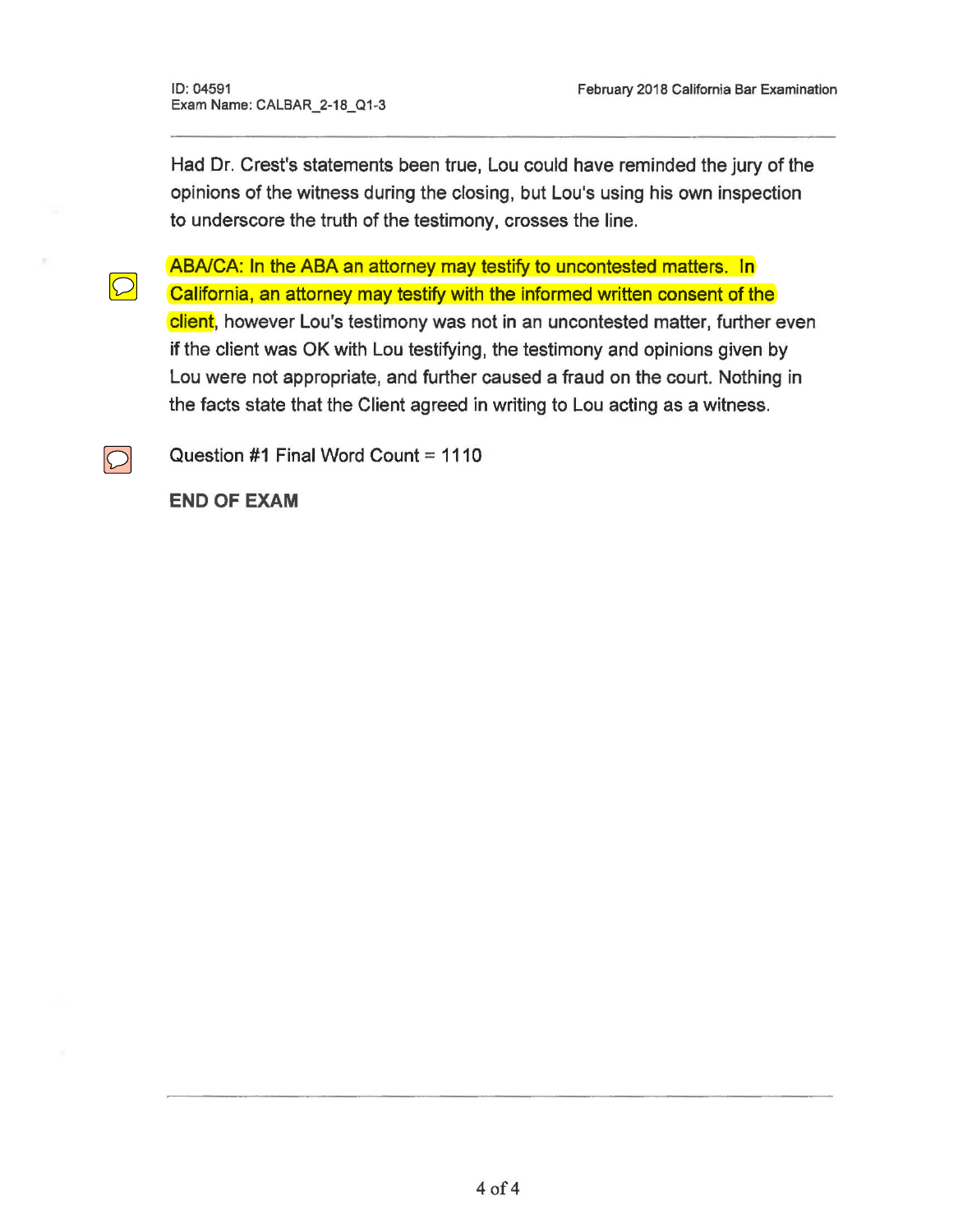Had Dr. Crest's statements been true, Lou could have reminded the jury of the opinions of the witness during the closing, but Lou's using his own inspection to underscore the truth of the testimony, crosses the line.

ABA/CA: In the ABA an attorney may testify to uncontested matters. In California, an attorney may testify with the informed written consent of the client, however Lou's testimony was not in an uncontested matter, further even if the client was OK with Lou testifying, the testimony and opinions given by Lou were not appropriate, and further caused a fraud on the court. Nothing in the facts state that the Client agreed in writing to Lou acting as a witness.

Question #1 Final Word Count = 1110

**END OF EXAM**